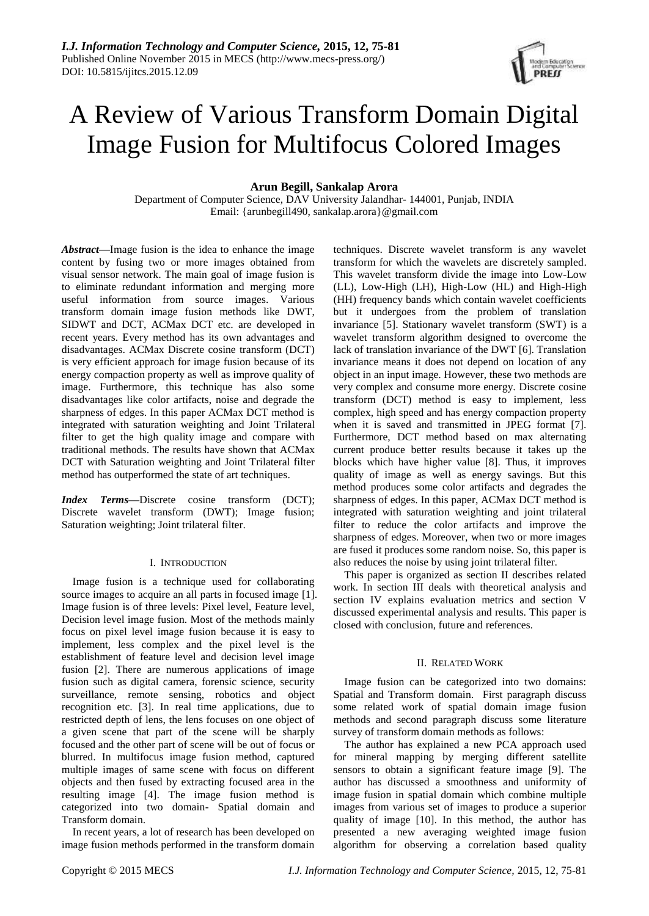# A Review of Various Transform Domain Digital Image Fusion for Multifocus Colored Images

**Arun Begill, Sankalap Arora**

Department of Computer Science, DAV University Jalandhar- 144001, Punjab, INDIA
Email: {arunbegill490, sankalap.arora}@gmail.com

***Abstract*—**Image fusion is the idea to enhance the image content by fusing two or more images obtained from visual sensor network. The main goal of image fusion is to eliminate redundant information and merging more useful information from source images. Various transform domain image fusion methods like DWT, SIDWT and DCT, ACMax DCT etc. are developed in recent years. Every method has its own advantages and disadvantages. ACMax Discrete cosine transform (DCT) is very efficient approach for image fusion because of its energy compaction property as well as improve quality of image. Furthermore, this technique has also some disadvantages like color artifacts, noise and degrade the sharpness of edges. In this paper ACMax DCT method is integrated with saturation weighting and Joint Trilateral filter to get the high quality image and compare with traditional methods. The results have shown that ACMax DCT with Saturation weighting and Joint Trilateral filter method has outperformed the state of art techniques.

***Index Terms*—**Discrete cosine transform (DCT); Discrete wavelet transform (DWT); Image fusion; Saturation weighting; Joint trilateral filter.

## I. INTRODUCTION

Image fusion is a technique used for collaborating source images to acquire an all parts in focused image [1]. Image fusion is of three levels: Pixel level, Feature level, Decision level image fusion. Most of the methods mainly focus on pixel level image fusion because it is easy to implement, less complex and the pixel level is the establishment of feature level and decision level image fusion [2]. There are numerous applications of image fusion such as digital camera, forensic science, security surveillance, remote sensing, robotics and object recognition etc. [3]. In real time applications, due to restricted depth of lens, the lens focuses on one object of a given scene that part of the scene will be sharply focused and the other part of scene will be out of focus or blurred. In multifocus image fusion method, captured multiple images of same scene with focus on different objects and then fused by extracting focused area in the resulting image [4]. The image fusion method is categorized into two domain- Spatial domain and Transform domain.

In recent years, a lot of research has been developed on image fusion methods performed in the transform domain techniques. Discrete wavelet transform is any wavelet transform for which the wavelets are discretely sampled. This wavelet transform divide the image into Low-Low (LL), Low-High (LH), High-Low (HL) and High-High (HH) frequency bands which contain wavelet coefficients but it undergoes from the problem of translation invariance [5]. Stationary wavelet transform (SWT) is a wavelet transform algorithm designed to overcome the lack of translation invariance of the DWT [6]. Translation invariance means it does not depend on location of any object in an input image. However, these two methods are very complex and consume more energy. Discrete cosine transform (DCT) method is easy to implement, less complex, high speed and has energy compaction property when it is saved and transmitted in JPEG format [7]. Furthermore, DCT method based on max alternating current produce better results because it takes up the blocks which have higher value [8]. Thus, it improves quality of image as well as energy savings. But this method produces some color artifacts and degrades the sharpness of edges. In this paper, ACMax DCT method is integrated with saturation weighting and joint trilateral filter to reduce the color artifacts and improve the sharpness of edges. Moreover, when two or more images are fused it produces some random noise. So, this paper is also reduces the noise by using joint trilateral filter.

This paper is organized as section II describes related work. In section III deals with theoretical analysis and section IV explains evaluation metrics and section V discussed experimental analysis and results. This paper is closed with conclusion, future and references.

## II. RELATED WORK

Image fusion can be categorized into two domains: Spatial and Transform domain. First paragraph discuss some related work of spatial domain image fusion methods and second paragraph discuss some literature survey of transform domain methods as follows:

The author has explained a new PCA approach used for mineral mapping by merging different satellite sensors to obtain a significant feature image [9]. The author has discussed a smoothness and uniformity of image fusion in spatial domain which combine multiple images from various set of images to produce a superior quality of image [10]. In this method, the author has presented a new averaging weighted image fusion algorithm for observing a correlation based quality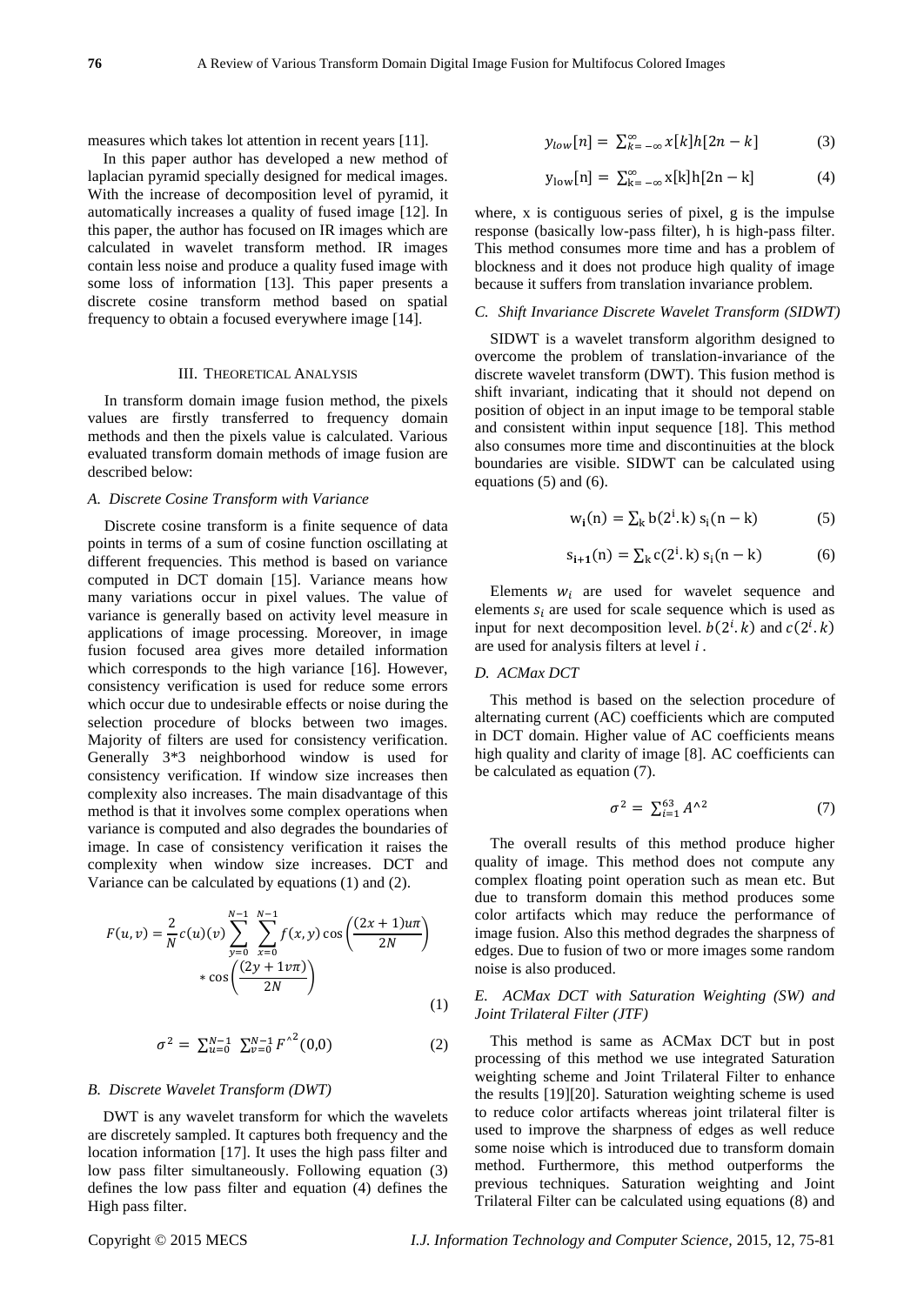measures which takes lot attention in recent years [11].

In this paper author has developed a new method of laplacian pyramid specially designed for medical images. With the increase of decomposition level of pyramid, it automatically increases a quality of fused image [12]. In this paper, the author has focused on IR images which are calculated in wavelet transform method. IR images contain less noise and produce a quality fused image with some loss of information [13]. This paper presents a discrete cosine transform method based on spatial frequency to obtain a focused everywhere image [14].

## III. Theoretical Analysis

In transform domain image fusion method, the pixels values are firstly transferred to frequency domain methods and then the pixels value is calculated. Various evaluated transform domain methods of image fusion are described below:

### *A. Discrete Cosine Transform with Variance*

Discrete cosine transform is a finite sequence of data points in terms of a sum of cosine function oscillating at different frequencies. This method is based on variance computed in DCT domain [15]. Variance means how many variations occur in pixel values. The value of variance is generally based on activity level measure in applications of image processing. Moreover, in image fusion focused area gives more detailed information which corresponds to the high variance [16]. However, consistency verification is used for reduce some errors which occur due to undesirable effects or noise during the selection procedure of blocks between two images. Majority of filters are used for consistency verification. Generally 3*3 neighborhood window is used for consistency verification. If window size increases then complexity also increases. The main disadvantage of this method is that it involves some complex operations when variance is computed and also degrades the boundaries of image. In case of consistency verification it raises the complexity when window size increases. DCT and Variance can be calculated by equations (1) and (2).

$$F(u,v) = \frac{2}{N} c(u)(v) \sum_{y=0}^{N-1} \sum_{x=0}^{N-1} f(x,y) \cos\left(\frac{(2x+1)u\pi}{2N}\right) * \cos\left(\frac{(2y+1v\pi)}{2N}\right) \quad (1)$$

$$\sigma^2 = \sum_{u=0}^{N-1} \sum_{v=0}^{N-1} F^{\wedge 2}(0,0) \quad (2)$$

### *B. Discrete Wavelet Transform (DWT)*

DWT is any wavelet transform for which the wavelets are discretely sampled. It captures both frequency and the location information [17]. It uses the high pass filter and low pass filter simultaneously. Following equation (3) defines the low pass filter and equation (4) defines the High pass filter.

$$y_{low}[n] = \sum_{k=-\infty}^{\infty} x[k]h[2n-k] \quad (3)$$

$$y_{low}[n] = \sum_{k=-\infty}^{\infty} x[k]h[2n-k] \quad (4)$$

where, x is contiguous series of pixel, g is the impulse response (basically low-pass filter), h is high-pass filter. This method consumes more time and has a problem of blockness and it does not produce high quality of image because it suffers from translation invariance problem.

### *C. Shift Invariance Discrete Wavelet Transform (SIDWT)*

SIDWT is a wavelet transform algorithm designed to overcome the problem of translation-invariance of the discrete wavelet transform (DWT). This fusion method is shift invariant, indicating that it should not depend on position of object in an input image to be temporal stable and consistent within input sequence [18]. This method also consumes more time and discontinuities at the block boundaries are visible. SIDWT can be calculated using equations (5) and (6).

$$w_i(n) = \sum_k b(2^i.k)\, s_i(n-k) \quad (5)$$

$$s_{i+1}(n) = \sum_k c(2^i.k)\, s_i(n-k) \quad (6)$$

Elements $w_i$ are used for wavelet sequence and elements $s_i$ are used for scale sequence which is used as input for next decomposition level. $b(2^i.k)$ and $c(2^i.k)$ are used for analysis filters at level $i$.

### *D. ACMax DCT*

This method is based on the selection procedure of alternating current (AC) coefficients which are computed in DCT domain. Higher value of AC coefficients means high quality and clarity of image [8]. AC coefficients can be calculated as equation (7).

$$\sigma^2 = \sum_{i=1}^{63} A^{\wedge 2} \quad (7)$$

The overall results of this method produce higher quality of image. This method does not compute any complex floating point operation such as mean etc. But due to transform domain this method produces some color artifacts which may reduce the performance of image fusion. Also this method degrades the sharpness of edges. Due to fusion of two or more images some random noise is also produced.

### *E. ACMax DCT with Saturation Weighting (SW) and Joint Trilateral Filter (JTF)*

This method is same as ACMax DCT but in post processing of this method we use integrated Saturation weighting scheme and Joint Trilateral Filter to enhance the results [19][20]. Saturation weighting scheme is used to reduce color artifacts whereas joint trilateral filter is used to improve the sharpness of edges as well reduce some noise which is introduced due to transform domain method. Furthermore, this method outperforms the previous techniques. Saturation weighting and Joint Trilateral Filter can be calculated using equations (8) and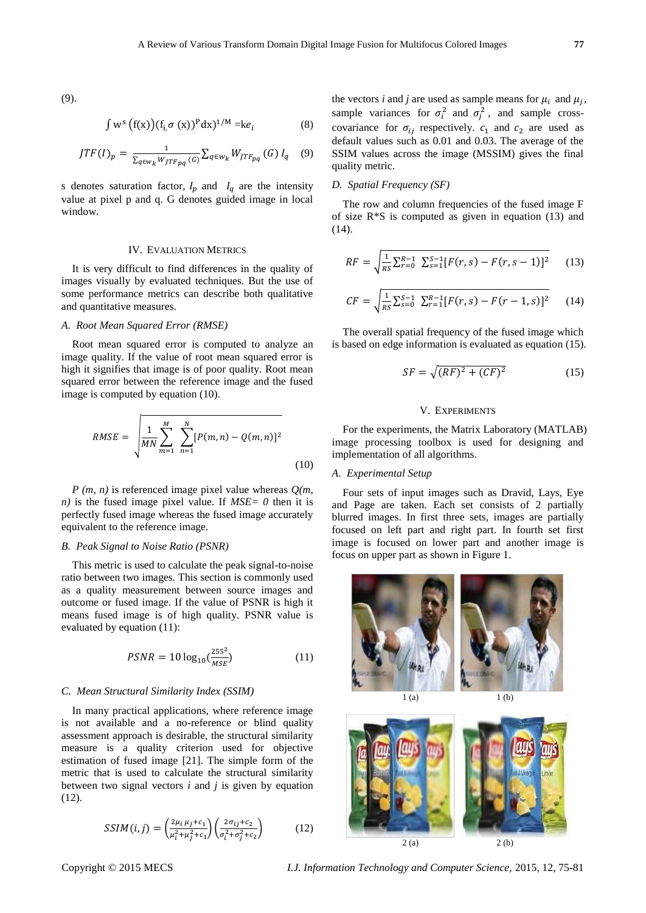(9).

$$\int w^s\left(f(x)\right)(f_{i,}\sigma(x))^P dx)^{1/M} = ke_i \tag{8}$$

$$JTF(I)_p = \frac{1}{\sum_{q\in w_k} W_{JTF_{pq}}(G)} \sum_{q\in w_k} W_{JTF_{pq}}(G)\, I_q \tag{9}$$

s denotes saturation factor, $I_p$ and $I_q$ are the intensity value at pixel p and q. G denotes guided image in local window.

## IV. Evaluation Metrics

It is very difficult to find differences in the quality of images visually by evaluated techniques. But the use of some performance metrics can describe both qualitative and quantitative measures.

### *A. Root Mean Squared Error (RMSE)*

Root mean squared error is computed to analyze an image quality. If the value of root mean squared error is high it signifies that image is of poor quality. Root mean squared error between the reference image and the fused image is computed by equation (10).

$$RMSE = \sqrt{\frac{1}{MN}\sum_{m=1}^{M}\sum_{n=1}^{N}[P(m,n) - Q(m,n)]^2} \tag{10}$$

*P (m, n)* is referenced image pixel value whereas *Q(m, n)* is the fused image pixel value. If *MSE= 0* then it is perfectly fused image whereas the fused image accurately equivalent to the reference image.

### *B. Peak Signal to Noise Ratio (PSNR)*

This metric is used to calculate the peak signal-to-noise ratio between two images. This section is commonly used as a quality measurement between source images and outcome or fused image. If the value of PSNR is high it means fused image is of high quality. PSNR value is evaluated by equation (11):

$$PSNR = 10\log_{10}\left(\frac{255^2}{MSE}\right) \tag{11}$$

### *C. Mean Structural Similarity Index (SSIM)*

In many practical applications, where reference image is not available and a no-reference or blind quality assessment approach is desirable, the structural similarity measure is a quality criterion used for objective estimation of fused image [21]. The simple form of the metric that is used to calculate the structural similarity between two signal vectors *i* and *j* is given by equation (12).

$$SSIM(i,j) = \left(\frac{2\mu_i\,\mu_j + c_1}{\mu_i^2 + \mu_j^2 + c_1}\right)\left(\frac{2\sigma_{ij} + c_2}{\sigma_i^2 + \sigma_j^2 + c_2}\right) \tag{12}$$

the vectors *i* and *j* are used as sample means for $\mu_i$ and $\mu_j$, sample variances for $\sigma_i^2$ and $\sigma_j^2$, and sample cross-covariance for $\sigma_{ij}$ respectively. $c_1$ and $c_2$ are used as default values such as 0.01 and 0.03. The average of the SSIM values across the image (MSSIM) gives the final quality metric.

### *D. Spatial Frequency (SF)*

The row and column frequencies of the fused image F of size R*S is computed as given in equation (13) and (14).

$$RF = \sqrt{\frac{1}{RS}\sum_{r=0}^{R-1}\sum_{s=1}^{S-1}[F(r,s) - F(r,s-1)]^2} \tag{13}$$

$$CF = \sqrt{\frac{1}{RS}\sum_{s=0}^{S-1}\sum_{r=1}^{R-1}[F(r,s) - F(r-1,s)]^2} \tag{14}$$

The overall spatial frequency of the fused image which is based on edge information is evaluated as equation (15).

$$SF = \sqrt{(RF)^2 + (CF)^2} \tag{15}$$

## V. Experiments

For the experiments, the Matrix Laboratory (MATLAB) image processing toolbox is used for designing and implementation of all algorithms.

### *A. Experimental Setup*

Four sets of input images such as Dravid, Lays, Eye and Page are taken. Each set consists of 2 partially blurred images. In first three sets, images are partially focused on left part and right part. In fourth set first image is focused on lower part and another image is focus on upper part as shown in Figure 1.

1 (a) 1 (b)

2 (a) 2 (b)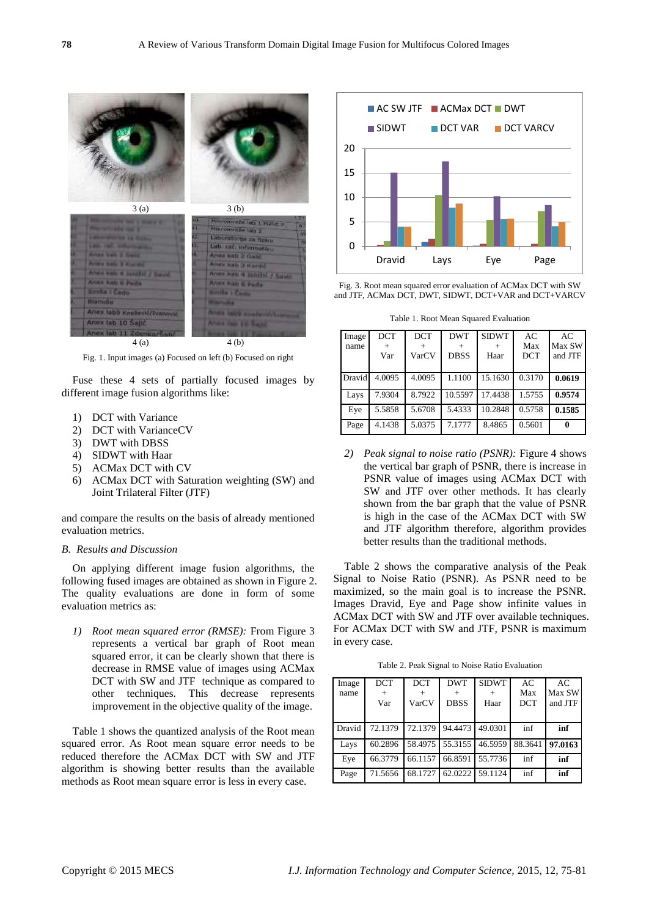3 (a) 3 (b)

4 (a) 4 (b)

Fig. 1. Input images (a) Focused on left (b) Focused on right

Fuse these 4 sets of partially focused images by different image fusion algorithms like:

1) DCT with Variance
2) DCT with VarianceCV
3) DWT with DBSS
4) SIDWT with Haar
5) ACMax DCT with CV
6) ACMax DCT with Saturation weighting (SW) and Joint Trilateral Filter (JTF)

and compare the results on the basis of already mentioned evaluation metrics.

### *B. Results and Discussion*

On applying different image fusion algorithms, the following fused images are obtained as shown in Figure 2. The quality evaluations are done in form of some evaluation metrics as:

1) *Root mean squared error (RMSE):* From Figure 3 represents a vertical bar graph of Root mean squared error, it can be clearly shown that there is decrease in RMSE value of images using ACMax DCT with SW and JTF technique as compared to other techniques. This decrease represents improvement in the objective quality of the image.

Table 1 shows the quantized analysis of the Root mean squared error. As Root mean square error needs to be reduced therefore the ACMax DCT with SW and JTF algorithm is showing better results than the available methods as Root mean square error is less in every case.

Fig. 3. Root mean squared error evaluation of ACMax DCT with SW and JTF, ACMax DCT, DWT, SIDWT, DCT+VAR and DCT+VARCV

Table 1. Root Mean Squared Evaluation

| Image name | DCT + Var | DCT + VarCV | DWT + DBSS | SIDWT + Haar | AC Max DCT | AC Max SW and JTF |
|---|---|---|---|---|---|---|
| Dravid | 4.0095 | 4.0095 | 1.1100 | 15.1630 | 0.3170 | **0.0619** |
| Lays | 7.9304 | 8.7922 | 10.5597 | 17.4438 | 1.5755 | **0.9574** |
| Eye | 5.5858 | 5.6708 | 5.4333 | 10.2848 | 0.5758 | **0.1585** |
| Page | 4.1438 | 5.0375 | 7.1777 | 8.4865 | 0.5601 | **0** |

2) *Peak signal to noise ratio (PSNR):* Figure 4 shows the vertical bar graph of PSNR, there is increase in PSNR value of images using ACMax DCT with SW and JTF over other methods. It has clearly shown from the bar graph that the value of PSNR is high in the case of the ACMax DCT with SW and JTF algorithm therefore, algorithm provides better results than the traditional methods.

Table 2 shows the comparative analysis of the Peak Signal to Noise Ratio (PSNR). As PSNR need to be maximized, so the main goal is to increase the PSNR. Images Dravid, Eye and Page show infinite values in ACMax DCT with SW and JTF over available techniques. For ACMax DCT with SW and JTF, PSNR is maximum in every case.

Table 2. Peak Signal to Noise Ratio Evaluation

| Image name | DCT + Var | DCT + VarCV | DWT + DBSS | SIDWT + Haar | AC Max DCT | AC Max SW and JTF |
|---|---|---|---|---|---|---|
| Dravid | 72.1379 | 72.1379 | 94.4473 | 49.0301 | inf | **inf** |
| Lays | 60.2896 | 58.4975 | 55.3155 | 46.5959 | 88.3641 | **97.0163** |
| Eye | 66.3779 | 66.1157 | 66.8591 | 55.7736 | inf | **inf** |
| Page | 71.5656 | 68.1727 | 62.0222 | 59.1124 | inf | **inf** |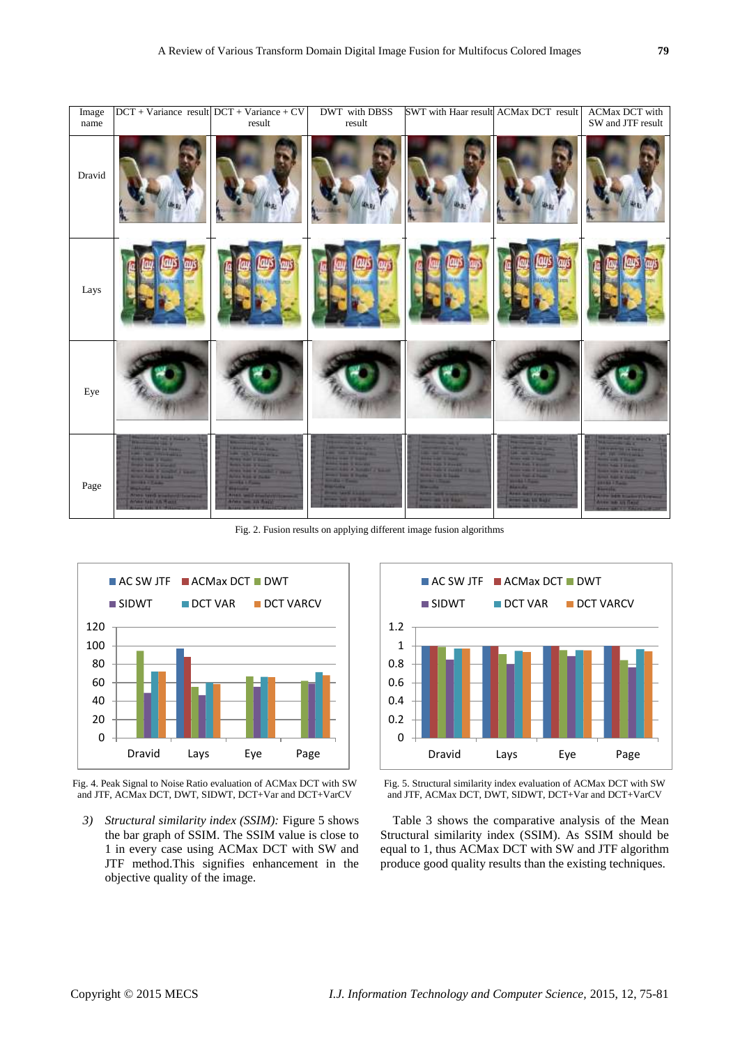| Image name | DCT + Variance result | DCT + Variance + CV result | DWT with DBSS result | SWT with Haar result | ACMax DCT result | ACMax DCT with SW and JTF result |
|---|---|---|---|---|---|---|
| Dravid | | | | | | |
| Lays | | | | | | |
| Eye | | | | | | |
| Page | | | | | | |

Fig. 2. Fusion results on applying different image fusion algorithms

Fig. 4. Peak Signal to Noise Ratio evaluation of ACMax DCT with SW and JTF, ACMax DCT, DWT, SIDWT, DCT+Var and DCT+VarCV

Fig. 5. Structural similarity index evaluation of ACMax DCT with SW and JTF, ACMax DCT, DWT, SIDWT, DCT+Var and DCT+VarCV

3) *Structural similarity index (SSIM):* Figure 5 shows the bar graph of SSIM. The SSIM value is close to 1 in every case using ACMax DCT with SW and JTF method.This signifies enhancement in the objective quality of the image.

Table 3 shows the comparative analysis of the Mean Structural similarity index (SSIM). As SSIM should be equal to 1, thus ACMax DCT with SW and JTF algorithm produce good quality results than the existing techniques.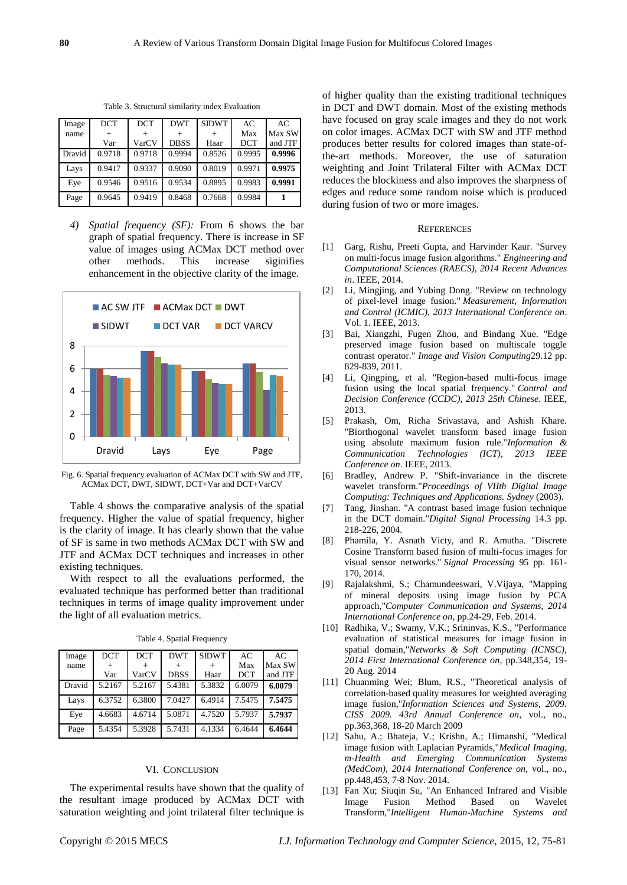Table 3. Structural similarity index Evaluation

| Image name | DCT + Var | DCT + VarCV | DWT + DBSS | SIDWT + Haar | AC Max DCT | AC Max SW and JTF |
|---|---|---|---|---|---|---|
| Dravid | 0.9718 | 0.9718 | 0.9994 | 0.8526 | 0.9995 | **0.9996** |
| Lays | 0.9417 | 0.9337 | 0.9090 | 0.8019 | 0.9971 | **0.9975** |
| Eye | 0.9546 | 0.9516 | 0.9534 | 0.8895 | 0.9983 | **0.9991** |
| Page | 0.9645 | 0.9419 | 0.8468 | 0.7668 | 0.9984 | **1** |

4) *Spatial frequency (SF):* From 6 shows the bar graph of spatial frequency. There is increase in SF value of images using ACMax DCT method over other methods. This increase siginifies enhancement in the objective clarity of the image.

Fig. 6. Spatial frequency evaluation of ACMax DCT with SW and JTF, ACMax DCT, DWT, SIDWT, DCT+Var and DCT+VarCV

Table 4 shows the comparative analysis of the spatial frequency. Higher the value of spatial frequency, higher is the clarity of image. It has clearly shown that the value of SF is same in two methods ACMax DCT with SW and JTF and ACMax DCT techniques and increases in other existing techniques.

With respect to all the evaluations performed, the evaluated technique has performed better than traditional techniques in terms of image quality improvement under the light of all evaluation metrics.

Table 4. Spatial Frequency

| Image name | DCT + Var | DCT + VarCV | DWT + DBSS | SIDWT + Haar | AC Max DCT | AC Max SW and JTF |
|---|---|---|---|---|---|---|
| Dravid | 5.2167 | 5.2167 | 5.4381 | 5.3832 | 6.0079 | **6.0079** |
| Lays | 6.3752 | 6.3800 | 7.0427 | 6.4914 | 7.5475 | **7.5475** |
| Eye | 4.6683 | 4.6714 | 5.0871 | 4.7520 | 5.7937 | **5.7937** |
| Page | 5.4354 | 5.3928 | 5.7431 | 4.1334 | 6.4644 | **6.4644** |

## VI. Conclusion

The experimental results have shown that the quality of the resultant image produced by ACMax DCT with saturation weighting and joint trilateral filter technique is of higher quality than the existing traditional techniques in DCT and DWT domain. Most of the existing methods have focused on gray scale images and they do not work on color images. ACMax DCT with SW and JTF method produces better results for colored images than state-of-the-art methods. Moreover, the use of saturation weighting and Joint Trilateral Filter with ACMax DCT reduces the blockiness and also improves the sharpness of edges and reduce some random noise which is produced during fusion of two or more images.

## References

[1] Garg, Rishu, Preeti Gupta, and Harvinder Kaur. "Survey on multi-focus image fusion algorithms." *Engineering and Computational Sciences (RAECS), 2014 Recent Advances in*. IEEE, 2014.

[2] Li, Mingjing, and Yubing Dong. "Review on technology of pixel-level image fusion." *Measurement, Information and Control (ICMIC), 2013 International Conference on*. Vol. 1. IEEE, 2013.

[3] Bai, Xiangzhi, Fugen Zhou, and Bindang Xue. "Edge preserved image fusion based on multiscale toggle contrast operator." *Image and Vision Computing*29.12 pp. 829-839, 2011.

[4] Li, Qingping, et al. "Region-based multi-focus image fusion using the local spatial frequency." *Control and Decision Conference (CCDC), 2013 25th Chinese*. IEEE, 2013.

[5] Prakash, Om, Richa Srivastava, and Ashish Khare. "Biorthogonal wavelet transform based image fusion using absolute maximum fusion rule."*Information & Communication Technologies (ICT), 2013 IEEE Conference on*. IEEE, 2013.

[6] Bradley, Andrew P. "Shift-invariance in the discrete wavelet transform."*Proceedings of VIIth Digital Image Computing: Techniques and Applications. Sydney* (2003).

[7] Tang, Jinshan. "A contrast based image fusion technique in the DCT domain."*Digital Signal Processing* 14.3 pp. 218-226, 2004.

[8] Phamila, Y. Asnath Victy, and R. Amutha. "Discrete Cosine Transform based fusion of multi-focus images for visual sensor networks." *Signal Processing* 95 pp. 161-170, 2014.

[9] Rajalakshmi, S.; Chamundeeswari, V.Vijaya, "Mapping of mineral deposits using image fusion by PCA approach,"*Computer Communication and Systems, 2014 International Conference on*, pp.24-29, Feb. 2014.

[10] Radhika, V.; Swamy, V.K.; Srininvas, K.S., "Performance evaluation of statistical measures for image fusion in spatial domain,"*Networks & Soft Computing (ICNSC), 2014 First International Conference on*, pp.348,354, 19-20 Aug. 2014

[11] Chuanming Wei; Blum, R.S., "Theoretical analysis of correlation-based quality measures for weighted averaging image fusion,"*Information Sciences and Systems, 2009. CISS 2009. 43rd Annual Conference on*, vol., no., pp.363,368, 18-20 March 2009

[12] Sahu, A.; Bhateja, V.; Krishn, A.; Himanshi, "Medical image fusion with Laplacian Pyramids,"*Medical Imaging, m-Health and Emerging Communication Systems (MedCom), 2014 International Conference on*, vol., no., pp.448,453, 7-8 Nov. 2014.

[13] Fan Xu; Siuqin Su, "An Enhanced Infrared and Visible Image Fusion Method Based on Wavelet Transform,"*Intelligent Human-Machine Systems and*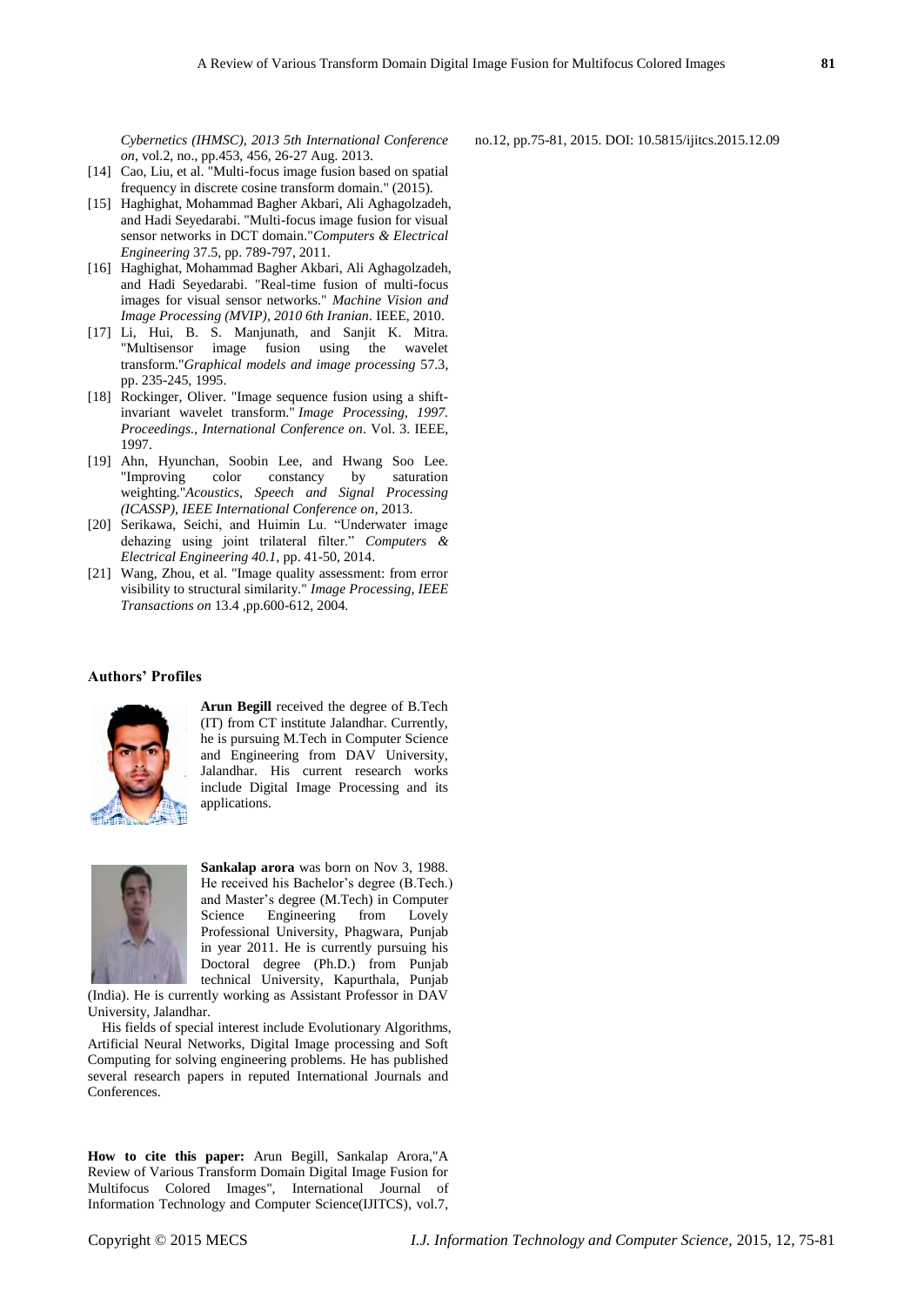*Cybernetics (IHMSC), 2013 5th International Conference on*, vol.2, no., pp.453, 456, 26-27 Aug. 2013.

[14] Cao, Liu, et al. "Multi-focus image fusion based on spatial frequency in discrete cosine transform domain." (2015).

[15] Haghighat, Mohammad Bagher Akbari, Ali Aghagolzadeh, and Hadi Seyedarabi. "Multi-focus image fusion for visual sensor networks in DCT domain."*Computers & Electrical Engineering* 37.5, pp. 789-797, 2011.

[16] Haghighat, Mohammad Bagher Akbari, Ali Aghagolzadeh, and Hadi Seyedarabi. "Real-time fusion of multi-focus images for visual sensor networks." *Machine Vision and Image Processing (MVIP), 2010 6th Iranian*. IEEE, 2010.

[17] Li, Hui, B. S. Manjunath, and Sanjit K. Mitra. "Multisensor image fusion using the wavelet transform."*Graphical models and image processing* 57.3, pp. 235-245, 1995.

[18] Rockinger, Oliver. "Image sequence fusion using a shift-invariant wavelet transform." *Image Processing, 1997. Proceedings., International Conference on*. Vol. 3. IEEE, 1997.

[19] Ahn, Hyunchan, Soobin Lee, and Hwang Soo Lee. "Improving color constancy by saturation weighting."*Acoustics, Speech and Signal Processing (ICASSP), IEEE International Conference on*, 2013.

[20] Serikawa, Seichi, and Huimin Lu. "Underwater image dehazing using joint trilateral filter." *Computers & Electrical Engineering 40.1*, pp. 41-50, 2014.

[21] Wang, Zhou, et al. "Image quality assessment: from error visibility to structural similarity." *Image Processing, IEEE Transactions on* 13.4 ,pp.600-612, 2004.

### Authors' Profiles

**Arun Begill** received the degree of B.Tech (IT) from CT institute Jalandhar. Currently, he is pursuing M.Tech in Computer Science and Engineering from DAV University, Jalandhar. His current research works include Digital Image Processing and its applications.

**Sankalap arora** was born on Nov 3, 1988. He received his Bachelor's degree (B.Tech.) and Master's degree (M.Tech) in Computer Science Engineering from Lovely Professional University, Phagwara, Punjab in year 2011. He is currently pursuing his Doctoral degree (Ph.D.) from Punjab technical University, Kapurthala, Punjab (India). He is currently working as Assistant Professor in DAV University, Jalandhar.

His fields of special interest include Evolutionary Algorithms, Artificial Neural Networks, Digital Image processing and Soft Computing for solving engineering problems. He has published several research papers in reputed International Journals and Conferences.

**How to cite this paper:** Arun Begill, Sankalap Arora,"A Review of Various Transform Domain Digital Image Fusion for Multifocus Colored Images", International Journal of Information Technology and Computer Science(IJITCS), vol.7, no.12, pp.75-81, 2015. DOI: 10.5815/ijitcs.2015.12.09